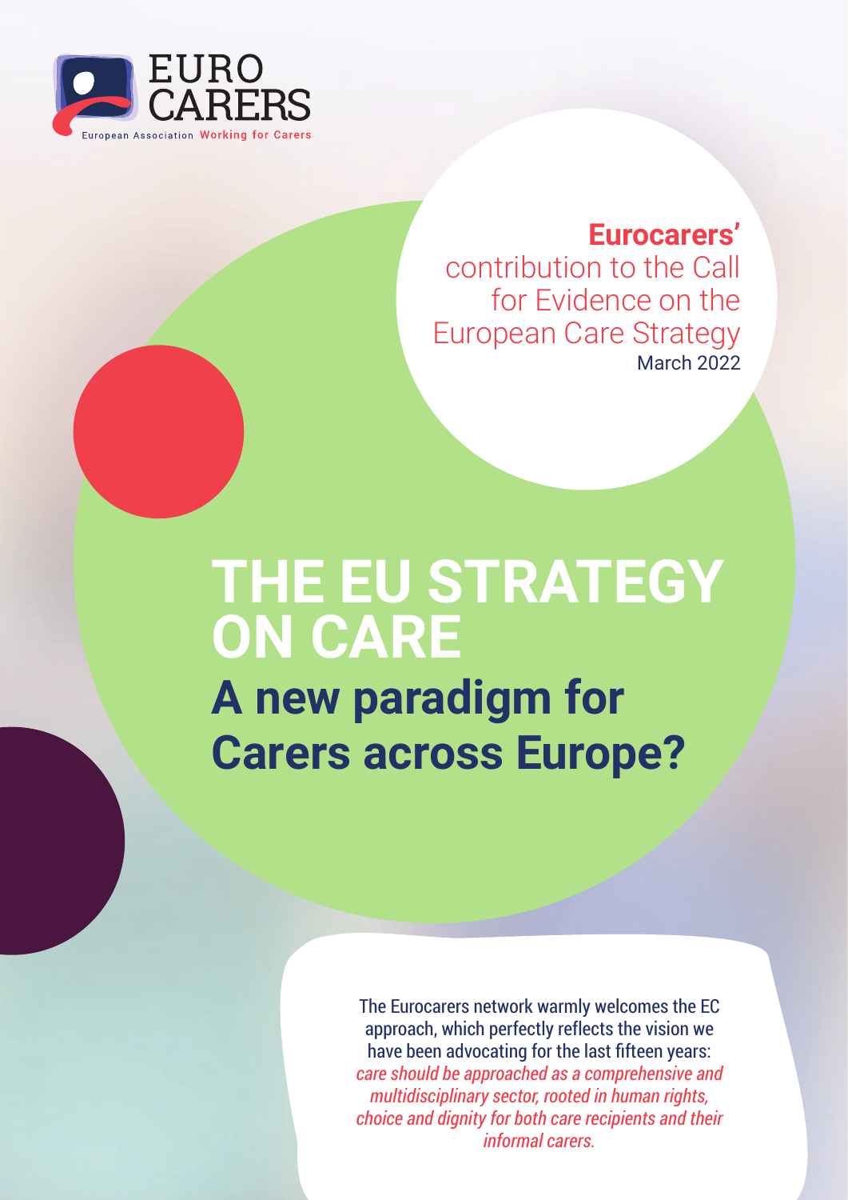EURO CARERS

European Association Working for Carers

**Eurocarers'** contribution to the Call for Evidence on the European Care Strategy

March 2022

# THE EU STRATEGY ON CARE

## A new paradigm for Carers across Europe?

The Eurocarers network warmly welcomes the EC approach, which perfectly reflects the vision we have been advocating for the last fifteen years: *care should be approached as a comprehensive and multidisciplinary sector, rooted in human rights, choice and dignity for both care recipients and their informal carers.*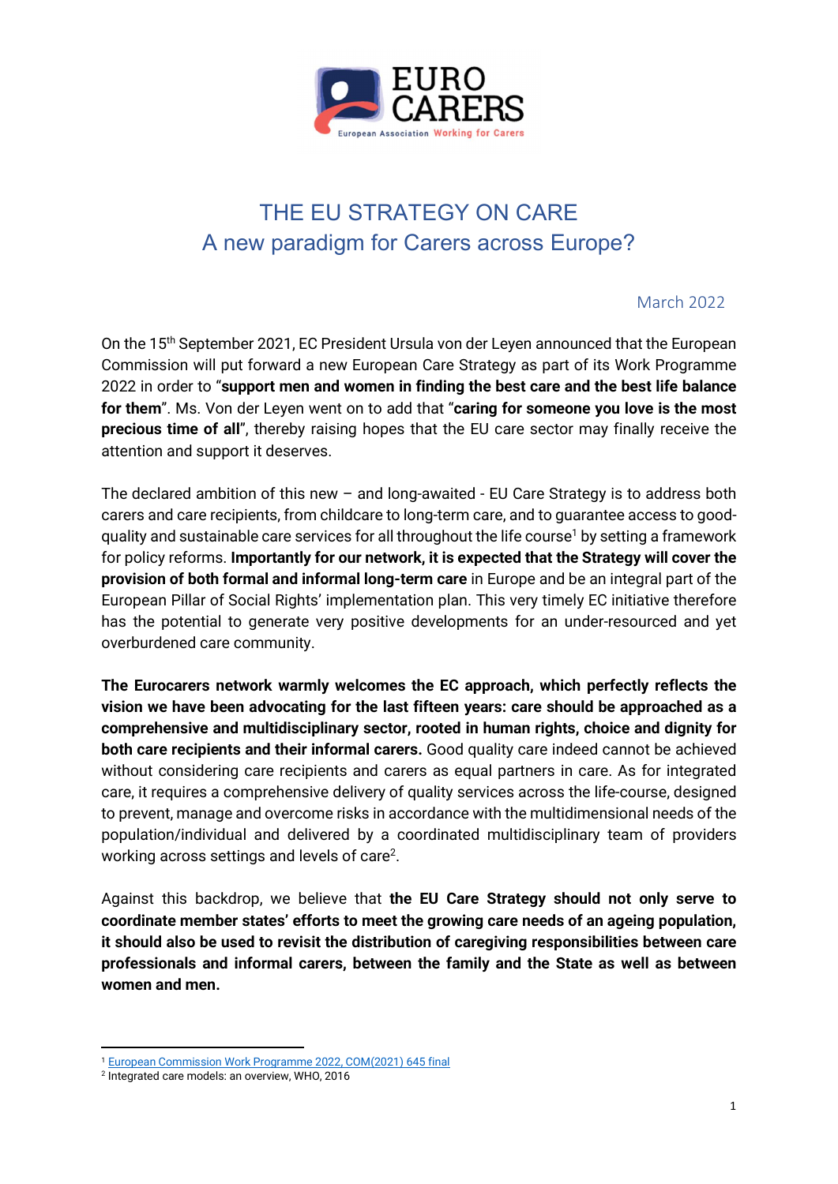# THE EU STRATEGY ON CARE
## A new paradigm for Carers across Europe?

March 2022

On the 15th September 2021, EC President Ursula von der Leyen announced that the European Commission will put forward a new European Care Strategy as part of its Work Programme 2022 in order to "**support men and women in finding the best care and the best life balance for them**". Ms. Von der Leyen went on to add that "**caring for someone you love is the most precious time of all**", thereby raising hopes that the EU care sector may finally receive the attention and support it deserves.

The declared ambition of this new – and long-awaited - EU Care Strategy is to address both carers and care recipients, from childcare to long-term care, and to guarantee access to good-quality and sustainable care services for all throughout the life course[1] by setting a framework for policy reforms. **Importantly for our network, it is expected that the Strategy will cover the provision of both formal and informal long-term care** in Europe and be an integral part of the European Pillar of Social Rights' implementation plan. This very timely EC initiative therefore has the potential to generate very positive developments for an under-resourced and yet overburdened care community.

**The Eurocarers network warmly welcomes the EC approach, which perfectly reflects the vision we have been advocating for the last fifteen years: care should be approached as a comprehensive and multidisciplinary sector, rooted in human rights, choice and dignity for both care recipients and their informal carers.** Good quality care indeed cannot be achieved without considering care recipients and carers as equal partners in care. As for integrated care, it requires a comprehensive delivery of quality services across the life-course, designed to prevent, manage and overcome risks in accordance with the multidimensional needs of the population/individual and delivered by a coordinated multidisciplinary team of providers working across settings and levels of care[2].

Against this backdrop, we believe that **the EU Care Strategy should not only serve to coordinate member states' efforts to meet the growing care needs of an ageing population, it should also be used to revisit the distribution of caregiving responsibilities between care professionals and informal carers, between the family and the State as well as between women and men.**

[1] European Commission Work Programme 2022, COM(2021) 645 final
[2] Integrated care models: an overview, WHO, 2016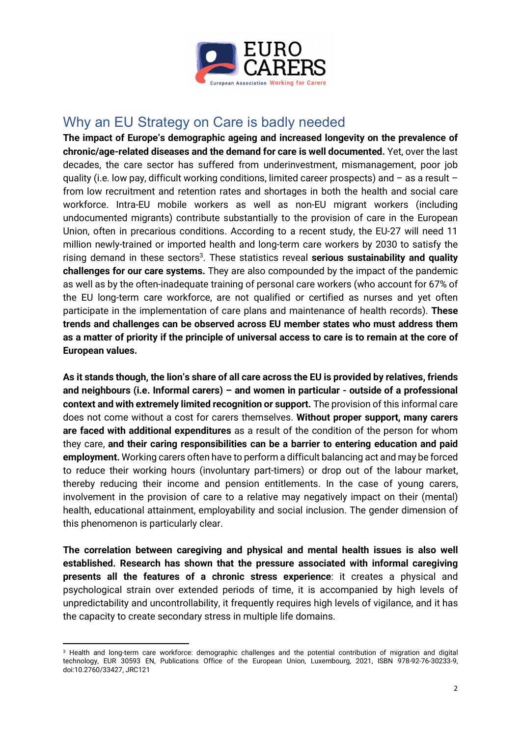## Why an EU Strategy on Care is badly needed

**The impact of Europe's demographic ageing and increased longevity on the prevalence of chronic/age-related diseases and the demand for care is well documented.** Yet, over the last decades, the care sector has suffered from underinvestment, mismanagement, poor job quality (i.e. low pay, difficult working conditions, limited career prospects) and – as a result – from low recruitment and retention rates and shortages in both the health and social care workforce. Intra-EU mobile workers as well as non-EU migrant workers (including undocumented migrants) contribute substantially to the provision of care in the European Union, often in precarious conditions. According to a recent study, the EU-27 will need 11 million newly-trained or imported health and long-term care workers by 2030 to satisfy the rising demand in these sectors[3]. These statistics reveal **serious sustainability and quality challenges for our care systems.** They are also compounded by the impact of the pandemic as well as by the often-inadequate training of personal care workers (who account for 67% of the EU long-term care workforce, are not qualified or certified as nurses and yet often participate in the implementation of care plans and maintenance of health records). **These trends and challenges can be observed across EU member states who must address them as a matter of priority if the principle of universal access to care is to remain at the core of European values.**

**As it stands though, the lion's share of all care across the EU is provided by relatives, friends and neighbours (i.e. Informal carers) – and women in particular - outside of a professional context and with extremely limited recognition or support.** The provision of this informal care does not come without a cost for carers themselves. **Without proper support, many carers are faced with additional expenditures** as a result of the condition of the person for whom they care, **and their caring responsibilities can be a barrier to entering education and paid employment.** Working carers often have to perform a difficult balancing act and may be forced to reduce their working hours (involuntary part-timers) or drop out of the labour market, thereby reducing their income and pension entitlements. In the case of young carers, involvement in the provision of care to a relative may negatively impact on their (mental) health, educational attainment, employability and social inclusion. The gender dimension of this phenomenon is particularly clear.

**The correlation between caregiving and physical and mental health issues is also well established. Research has shown that the pressure associated with informal caregiving presents all the features of a chronic stress experience**: it creates a physical and psychological strain over extended periods of time, it is accompanied by high levels of unpredictability and uncontrollability, it frequently requires high levels of vigilance, and it has the capacity to create secondary stress in multiple life domains.

[3] Health and long-term care workforce: demographic challenges and the potential contribution of migration and digital technology, EUR 30593 EN, Publications Office of the European Union, Luxembourg, 2021, ISBN 978-92-76-30233-9, doi:10.2760/33427, JRC121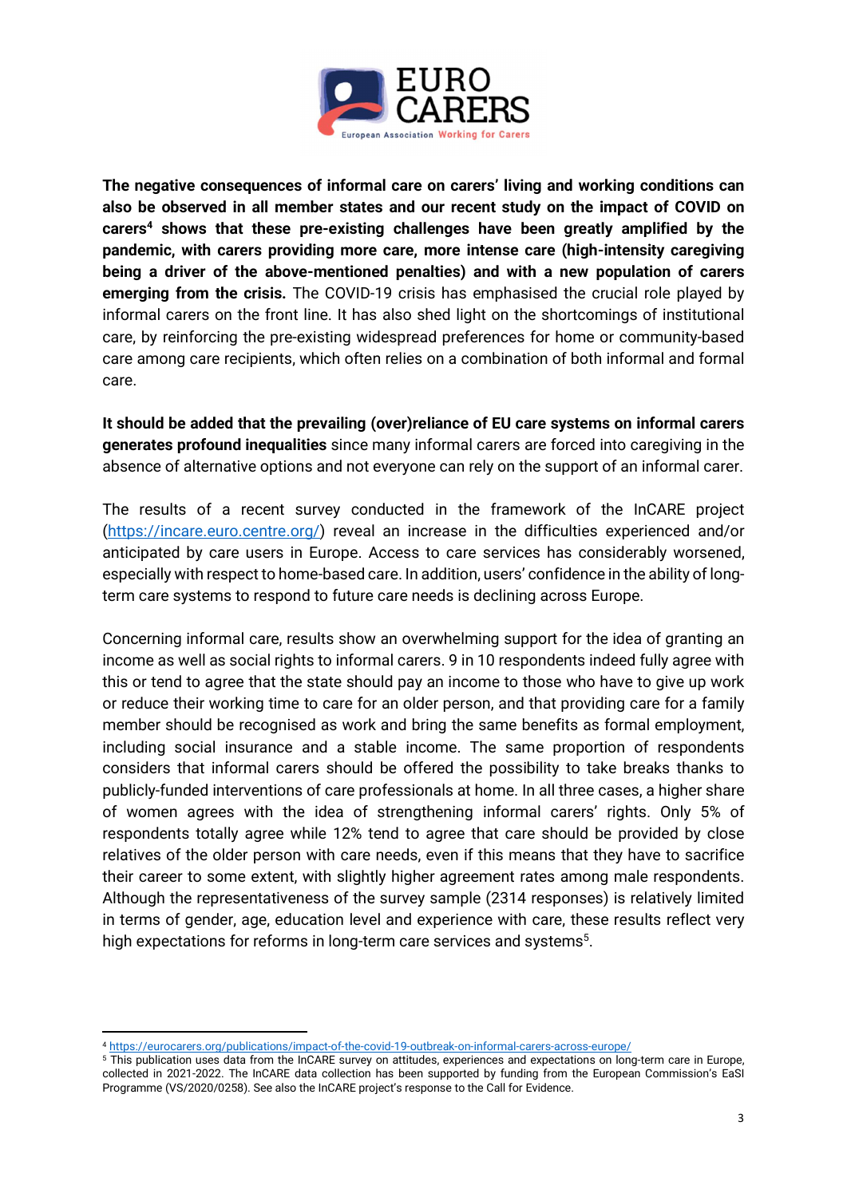**The negative consequences of informal care on carers' living and working conditions can also be observed in all member states and our recent study on the impact of COVID on carers[4] shows that these pre-existing challenges have been greatly amplified by the pandemic, with carers providing more care, more intense care (high-intensity caregiving being a driver of the above-mentioned penalties) and with a new population of carers emerging from the crisis.** The COVID-19 crisis has emphasised the crucial role played by informal carers on the front line. It has also shed light on the shortcomings of institutional care, by reinforcing the pre-existing widespread preferences for home or community-based care among care recipients, which often relies on a combination of both informal and formal care.

**It should be added that the prevailing (over)reliance of EU care systems on informal carers generates profound inequalities** since many informal carers are forced into caregiving in the absence of alternative options and not everyone can rely on the support of an informal carer.

The results of a recent survey conducted in the framework of the InCARE project (https://incare.euro.centre.org/) reveal an increase in the difficulties experienced and/or anticipated by care users in Europe. Access to care services has considerably worsened, especially with respect to home-based care. In addition, users' confidence in the ability of long-term care systems to respond to future care needs is declining across Europe.

Concerning informal care, results show an overwhelming support for the idea of granting an income as well as social rights to informal carers. 9 in 10 respondents indeed fully agree with this or tend to agree that the state should pay an income to those who have to give up work or reduce their working time to care for an older person, and that providing care for a family member should be recognised as work and bring the same benefits as formal employment, including social insurance and a stable income. The same proportion of respondents considers that informal carers should be offered the possibility to take breaks thanks to publicly-funded interventions of care professionals at home. In all three cases, a higher share of women agrees with the idea of strengthening informal carers' rights. Only 5% of respondents totally agree while 12% tend to agree that care should be provided by close relatives of the older person with care needs, even if this means that they have to sacrifice their career to some extent, with slightly higher agreement rates among male respondents. Although the representativeness of the survey sample (2314 responses) is relatively limited in terms of gender, age, education level and experience with care, these results reflect very high expectations for reforms in long-term care services and systems[5].

---

[4] https://eurocarers.org/publications/impact-of-the-covid-19-outbreak-on-informal-carers-across-europe/

[5] This publication uses data from the InCARE survey on attitudes, experiences and expectations on long-term care in Europe, collected in 2021-2022. The InCARE data collection has been supported by funding from the European Commission's EaSI Programme (VS/2020/0258). See also the InCARE project's response to the Call for Evidence.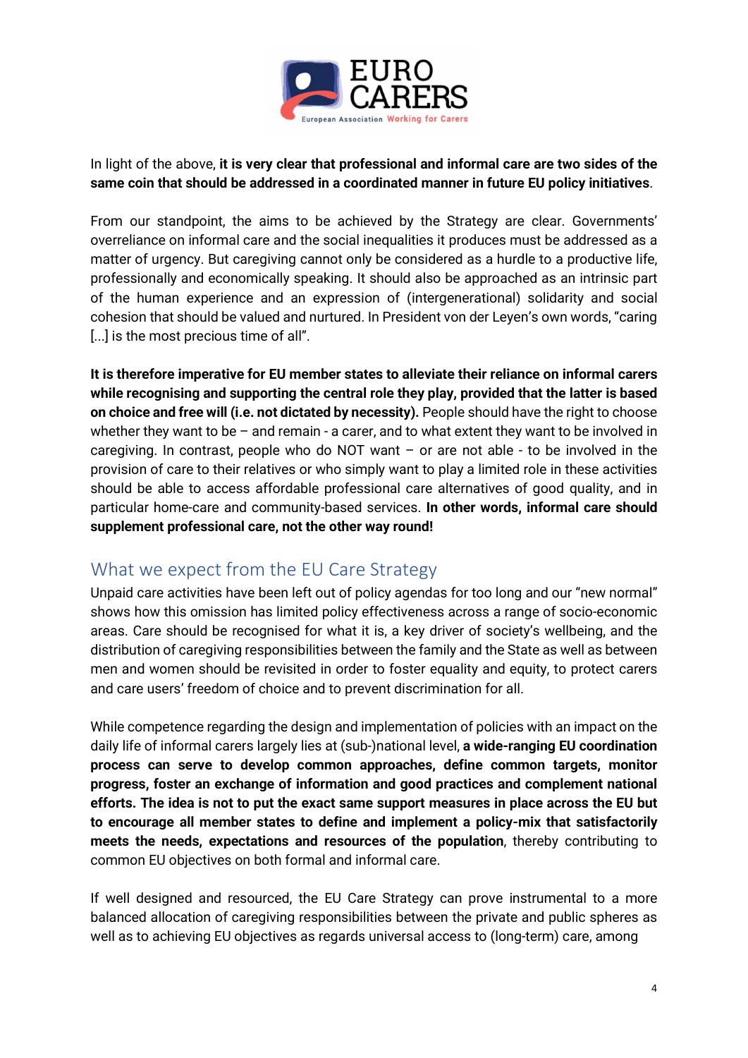In light of the above, **it is very clear that professional and informal care are two sides of the same coin that should be addressed in a coordinated manner in future EU policy initiatives**.

From our standpoint, the aims to be achieved by the Strategy are clear. Governments' overreliance on informal care and the social inequalities it produces must be addressed as a matter of urgency. But caregiving cannot only be considered as a hurdle to a productive life, professionally and economically speaking. It should also be approached as an intrinsic part of the human experience and an expression of (intergenerational) solidarity and social cohesion that should be valued and nurtured. In President von der Leyen's own words, "caring [...] is the most precious time of all".

**It is therefore imperative for EU member states to alleviate their reliance on informal carers while recognising and supporting the central role they play, provided that the latter is based on choice and free will (i.e. not dictated by necessity).** People should have the right to choose whether they want to be – and remain - a carer, and to what extent they want to be involved in caregiving. In contrast, people who do NOT want – or are not able - to be involved in the provision of care to their relatives or who simply want to play a limited role in these activities should be able to access affordable professional care alternatives of good quality, and in particular home-care and community-based services. **In other words, informal care should supplement professional care, not the other way round!**

## What we expect from the EU Care Strategy

Unpaid care activities have been left out of policy agendas for too long and our "new normal" shows how this omission has limited policy effectiveness across a range of socio-economic areas. Care should be recognised for what it is, a key driver of society's wellbeing, and the distribution of caregiving responsibilities between the family and the State as well as between men and women should be revisited in order to foster equality and equity, to protect carers and care users' freedom of choice and to prevent discrimination for all.

While competence regarding the design and implementation of policies with an impact on the daily life of informal carers largely lies at (sub-)national level, **a wide-ranging EU coordination process can serve to develop common approaches, define common targets, monitor progress, foster an exchange of information and good practices and complement national efforts. The idea is not to put the exact same support measures in place across the EU but to encourage all member states to define and implement a policy-mix that satisfactorily meets the needs, expectations and resources of the population**, thereby contributing to common EU objectives on both formal and informal care.

If well designed and resourced, the EU Care Strategy can prove instrumental to a more balanced allocation of caregiving responsibilities between the private and public spheres as well as to achieving EU objectives as regards universal access to (long-term) care, among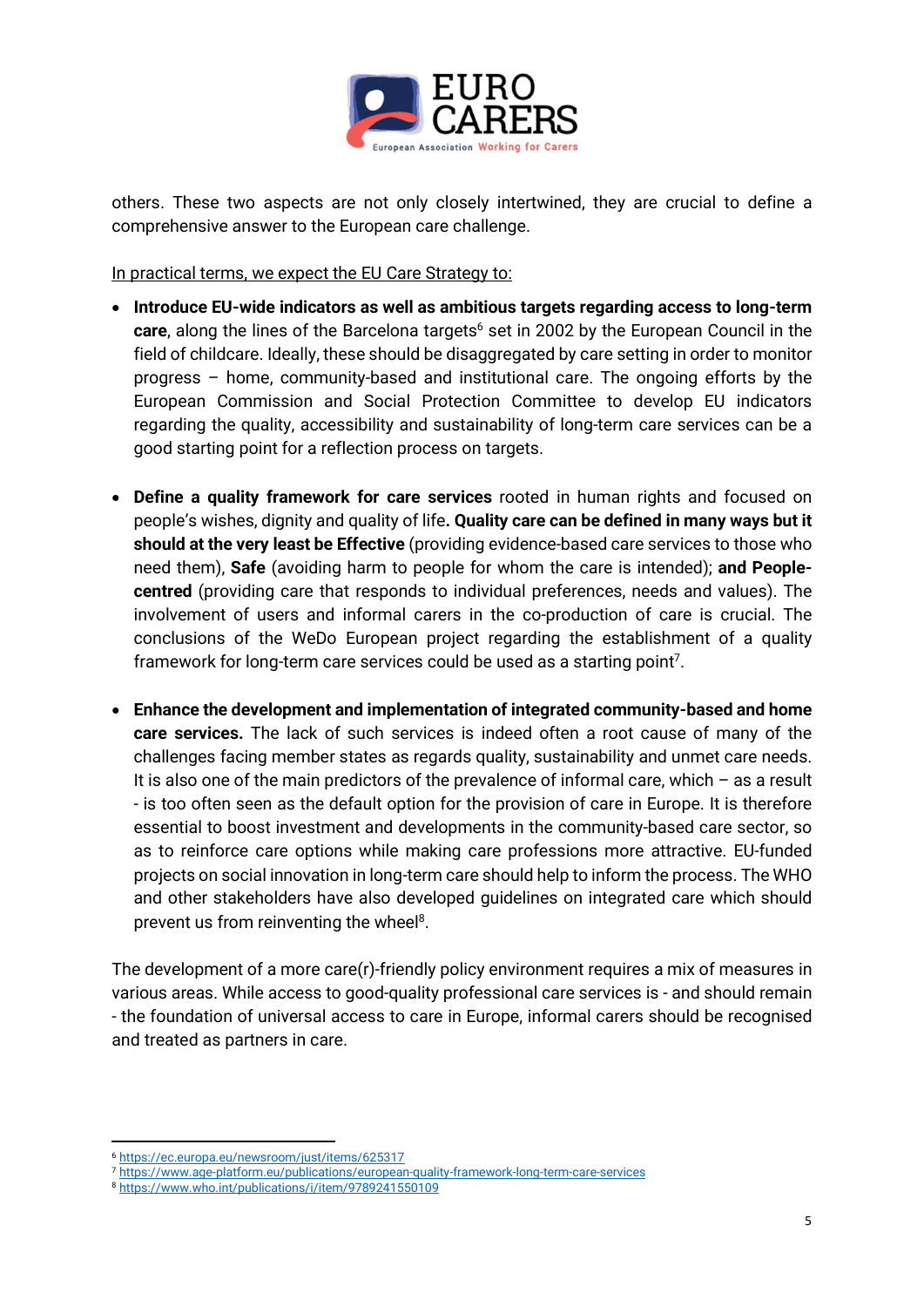others. These two aspects are not only closely intertwined, they are crucial to define a comprehensive answer to the European care challenge.

In practical terms, we expect the EU Care Strategy to:

- **Introduce EU-wide indicators as well as ambitious targets regarding access to long-term care**, along the lines of the Barcelona targets[6] set in 2002 by the European Council in the field of childcare. Ideally, these should be disaggregated by care setting in order to monitor progress – home, community-based and institutional care. The ongoing efforts by the European Commission and Social Protection Committee to develop EU indicators regarding the quality, accessibility and sustainability of long-term care services can be a good starting point for a reflection process on targets.

- **Define a quality framework for care services** rooted in human rights and focused on people's wishes, dignity and quality of life**. Quality care can be defined in many ways but it should at the very least be Effective** (providing evidence-based care services to those who need them), **Safe** (avoiding harm to people for whom the care is intended); **and People-centred** (providing care that responds to individual preferences, needs and values). The involvement of users and informal carers in the co-production of care is crucial. The conclusions of the WeDo European project regarding the establishment of a quality framework for long-term care services could be used as a starting point[7].

- **Enhance the development and implementation of integrated community-based and home care services.** The lack of such services is indeed often a root cause of many of the challenges facing member states as regards quality, sustainability and unmet care needs. It is also one of the main predictors of the prevalence of informal care, which – as a result - is too often seen as the default option for the provision of care in Europe. It is therefore essential to boost investment and developments in the community-based care sector, so as to reinforce care options while making care professions more attractive. EU-funded projects on social innovation in long-term care should help to inform the process. The WHO and other stakeholders have also developed guidelines on integrated care which should prevent us from reinventing the wheel[8].

The development of a more care(r)-friendly policy environment requires a mix of measures in various areas. While access to good-quality professional care services is - and should remain - the foundation of universal access to care in Europe, informal carers should be recognised and treated as partners in care.

---

[6] https://ec.europa.eu/newsroom/just/items/625317

[7] https://www.age-platform.eu/publications/european-quality-framework-long-term-care-services

[8] https://www.who.int/publications/i/item/9789241550109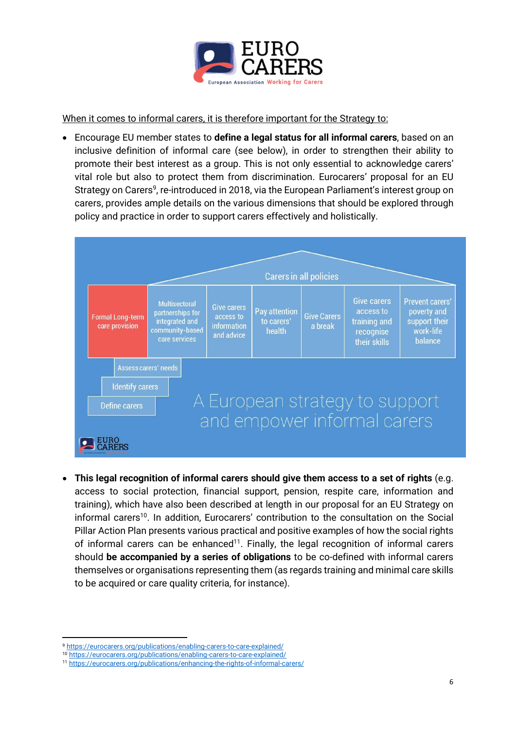When it comes to informal carers, it is therefore important for the Strategy to:

- Encourage EU member states to **define a legal status for all informal carers**, based on an inclusive definition of informal care (see below), in order to strengthen their ability to promote their best interest as a group. This is not only essential to acknowledge carers' vital role but also to protect them from discrimination. Eurocarers' proposal for an EU Strategy on Carers[9], re-introduced in 2018, via the European Parliament's interest group on carers, provides ample details on the various dimensions that should be explored through policy and practice in order to support carers effectively and holistically.

Carers in all policies

| Formal Long-term care provision | Multisectoral partnerships for integrated and community-based care services | Give carers access to information and advice | Pay attention to carers' health | Give Carers a break | Give carers access to training and recognise their skills | Prevent carers' poverty and support their work-life balance |
|---|---|---|---|---|---|---|

Assess carers' needs

Identify carers

Define carers

A European strategy to support and empower informal carers

- **This legal recognition of informal carers should give them access to a set of rights** (e.g. access to social protection, financial support, pension, respite care, information and training), which have also been described at length in our proposal for an EU Strategy on informal carers[10]. In addition, Eurocarers' contribution to the consultation on the Social Pillar Action Plan presents various practical and positive examples of how the social rights of informal carers can be enhanced[11]. Finally, the legal recognition of informal carers should **be accompanied by a series of obligations** to be co-defined with informal carers themselves or organisations representing them (as regards training and minimal care skills to be acquired or care quality criteria, for instance).

[9] https://eurocarers.org/publications/enabling-carers-to-care-explained/
[10] https://eurocarers.org/publications/enabling-carers-to-care-explained/
[11] https://eurocarers.org/publications/enhancing-the-rights-of-informal-carers/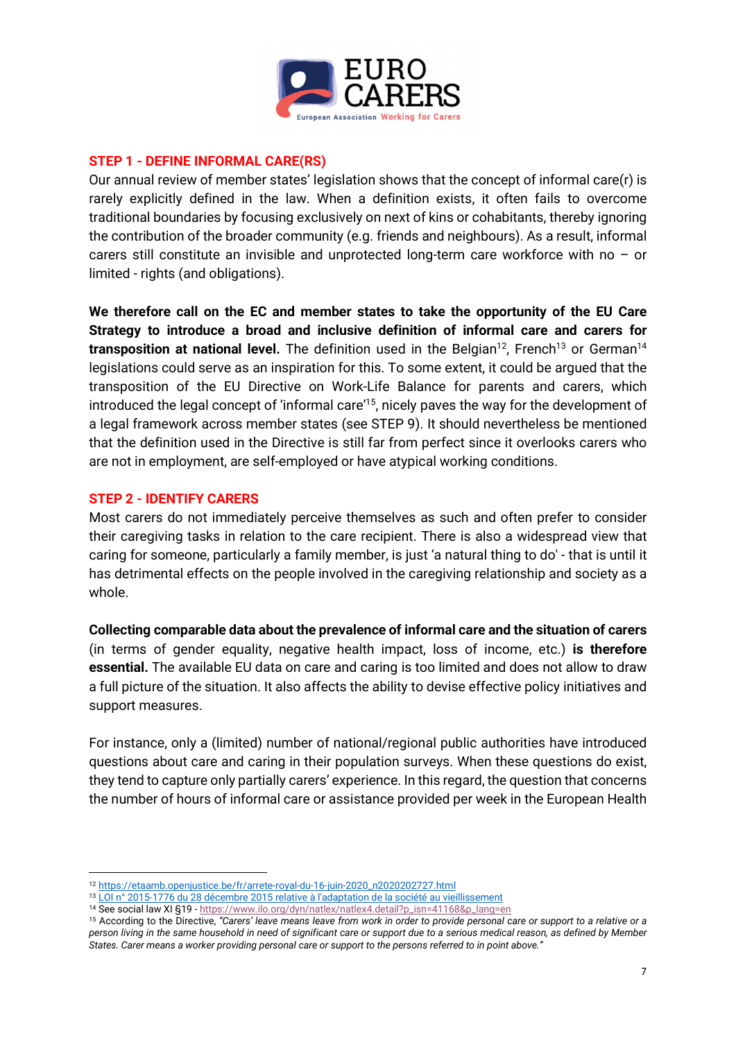## STEP 1 - DEFINE INFORMAL CARE(RS)

Our annual review of member states' legislation shows that the concept of informal care(r) is rarely explicitly defined in the law. When a definition exists, it often fails to overcome traditional boundaries by focusing exclusively on next of kins or cohabitants, thereby ignoring the contribution of the broader community (e.g. friends and neighbours). As a result, informal carers still constitute an invisible and unprotected long-term care workforce with no – or limited - rights (and obligations).

**We therefore call on the EC and member states to take the opportunity of the EU Care Strategy to introduce a broad and inclusive definition of informal care and carers for transposition at national level.** The definition used in the Belgian[12], French[13] or German[14] legislations could serve as an inspiration for this. To some extent, it could be argued that the transposition of the EU Directive on Work-Life Balance for parents and carers, which introduced the legal concept of 'informal care'[15], nicely paves the way for the development of a legal framework across member states (see STEP 9). It should nevertheless be mentioned that the definition used in the Directive is still far from perfect since it overlooks carers who are not in employment, are self-employed or have atypical working conditions.

## STEP 2 - IDENTIFY CARERS

Most carers do not immediately perceive themselves as such and often prefer to consider their caregiving tasks in relation to the care recipient. There is also a widespread view that caring for someone, particularly a family member, is just 'a natural thing to do' - that is until it has detrimental effects on the people involved in the caregiving relationship and society as a whole.

**Collecting comparable data about the prevalence of informal care and the situation of carers** (in terms of gender equality, negative health impact, loss of income, etc.) **is therefore essential.** The available EU data on care and caring is too limited and does not allow to draw a full picture of the situation. It also affects the ability to devise effective policy initiatives and support measures.

For instance, only a (limited) number of national/regional public authorities have introduced questions about care and caring in their population surveys. When these questions do exist, they tend to capture only partially carers' experience. In this regard, the question that concerns the number of hours of informal care or assistance provided per week in the European Health

---

[12] https://etaamb.openjustice.be/fr/arrete-royal-du-16-juin-2020_n2020202727.html

[13] LOI n° 2015-1776 du 28 décembre 2015 relative à l'adaptation de la société au vieillissement

[14] See social law XI §19 - https://www.ilo.org/dyn/natlex/natlex4.detail?p_isn=41168&p_lang=en

[15] According to the Directive, *"Carers' leave means leave from work in order to provide personal care or support to a relative or a person living in the same household in need of significant care or support due to a serious medical reason, as defined by Member States. Carer means a worker providing personal care or support to the persons referred to in point above."*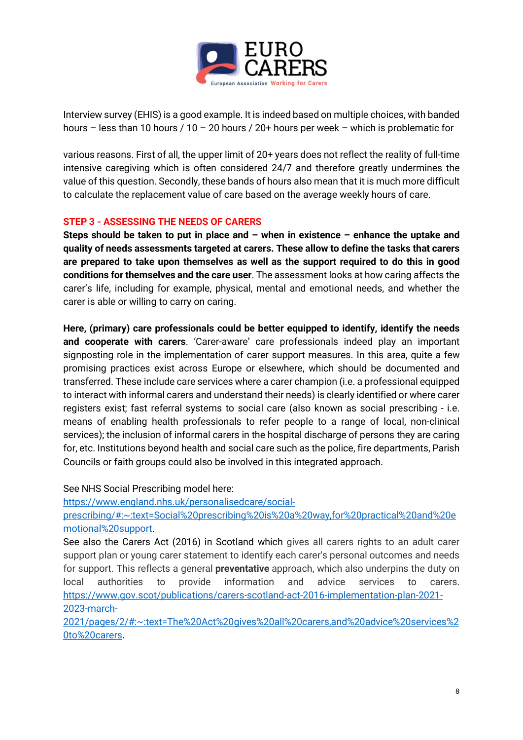Interview survey (EHIS) is a good example. It is indeed based on multiple choices, with banded hours – less than 10 hours / 10 – 20 hours / 20+ hours per week – which is problematic for

various reasons. First of all, the upper limit of 20+ years does not reflect the reality of full-time intensive caregiving which is often considered 24/7 and therefore greatly undermines the value of this question. Secondly, these bands of hours also mean that it is much more difficult to calculate the replacement value of care based on the average weekly hours of care.

## STEP 3 - ASSESSING THE NEEDS OF CARERS

**Steps should be taken to put in place and – when in existence – enhance the uptake and quality of needs assessments targeted at carers. These allow to define the tasks that carers are prepared to take upon themselves as well as the support required to do this in good conditions for themselves and the care user**. The assessment looks at how caring affects the carer's life, including for example, physical, mental and emotional needs, and whether the carer is able or willing to carry on caring.

**Here, (primary) care professionals could be better equipped to identify, identify the needs and cooperate with carers**. 'Carer-aware' care professionals indeed play an important signposting role in the implementation of carer support measures. In this area, quite a few promising practices exist across Europe or elsewhere, which should be documented and transferred. These include care services where a carer champion (i.e. a professional equipped to interact with informal carers and understand their needs) is clearly identified or where carer registers exist; fast referral systems to social care (also known as social prescribing - i.e. means of enabling health professionals to refer people to a range of local, non-clinical services); the inclusion of informal carers in the hospital discharge of persons they are caring for, etc. Institutions beyond health and social care such as the police, fire departments, Parish Councils or faith groups could also be involved in this integrated approach.

See NHS Social Prescribing model here:
https://www.england.nhs.uk/personalisedcare/social-prescribing/#:~:text=Social%20prescribing%20is%20a%20way,for%20practical%20and%20emotional%20support.
See also the Carers Act (2016) in Scotland which gives all carers rights to an adult carer support plan or young carer statement to identify each carer's personal outcomes and needs for support. This reflects a general **preventative** approach, which also underpins the duty on local authorities to provide information and advice services to carers. https://www.gov.scot/publications/carers-scotland-act-2016-implementation-plan-2021-2023-march-2021/pages/2/#:~:text=The%20Act%20gives%20all%20carers,and%20advice%20services%20to%20carers.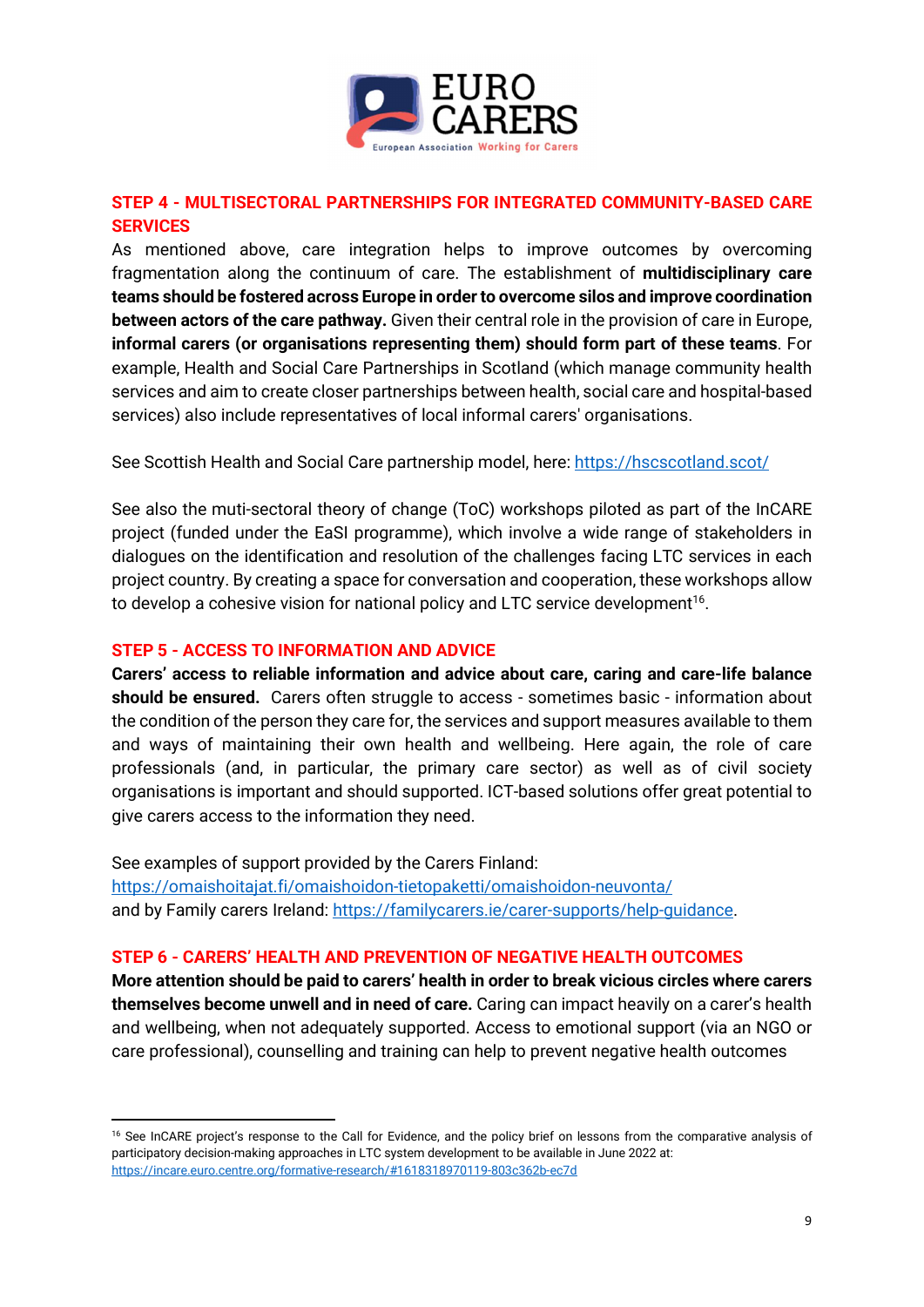## STEP 4 - MULTISECTORAL PARTNERSHIPS FOR INTEGRATED COMMUNITY-BASED CARE SERVICES

As mentioned above, care integration helps to improve outcomes by overcoming fragmentation along the continuum of care. The establishment of **multidisciplinary care teams should be fostered across Europe in order to overcome silos and improve coordination between actors of the care pathway.** Given their central role in the provision of care in Europe, **informal carers (or organisations representing them) should form part of these teams**. For example, Health and Social Care Partnerships in Scotland (which manage community health services and aim to create closer partnerships between health, social care and hospital-based services) also include representatives of local informal carers' organisations.

See Scottish Health and Social Care partnership model, here: https://hscscotland.scot/

See also the muti-sectoral theory of change (ToC) workshops piloted as part of the InCARE project (funded under the EaSI programme), which involve a wide range of stakeholders in dialogues on the identification and resolution of the challenges facing LTC services in each project country. By creating a space for conversation and cooperation, these workshops allow to develop a cohesive vision for national policy and LTC service development[16].

## STEP 5 - ACCESS TO INFORMATION AND ADVICE

**Carers' access to reliable information and advice about care, caring and care-life balance should be ensured.** Carers often struggle to access - sometimes basic - information about the condition of the person they care for, the services and support measures available to them and ways of maintaining their own health and wellbeing. Here again, the role of care professionals (and, in particular, the primary care sector) as well as of civil society organisations is important and should supported. ICT-based solutions offer great potential to give carers access to the information they need.

See examples of support provided by the Carers Finland:
https://omaishoitajat.fi/omaishoidon-tietopaketti/omaishoidon-neuvonta/
and by Family carers Ireland: https://familycarers.ie/carer-supports/help-guidance.

## STEP 6 - CARERS' HEALTH AND PREVENTION OF NEGATIVE HEALTH OUTCOMES

**More attention should be paid to carers' health in order to break vicious circles where carers themselves become unwell and in need of care.** Caring can impact heavily on a carer's health and wellbeing, when not adequately supported. Access to emotional support (via an NGO or care professional), counselling and training can help to prevent negative health outcomes

---

[16] See InCARE project's response to the Call for Evidence, and the policy brief on lessons from the comparative analysis of participatory decision-making approaches in LTC system development to be available in June 2022 at: https://incare.euro.centre.org/formative-research/#1618318970119-803c362b-ec7d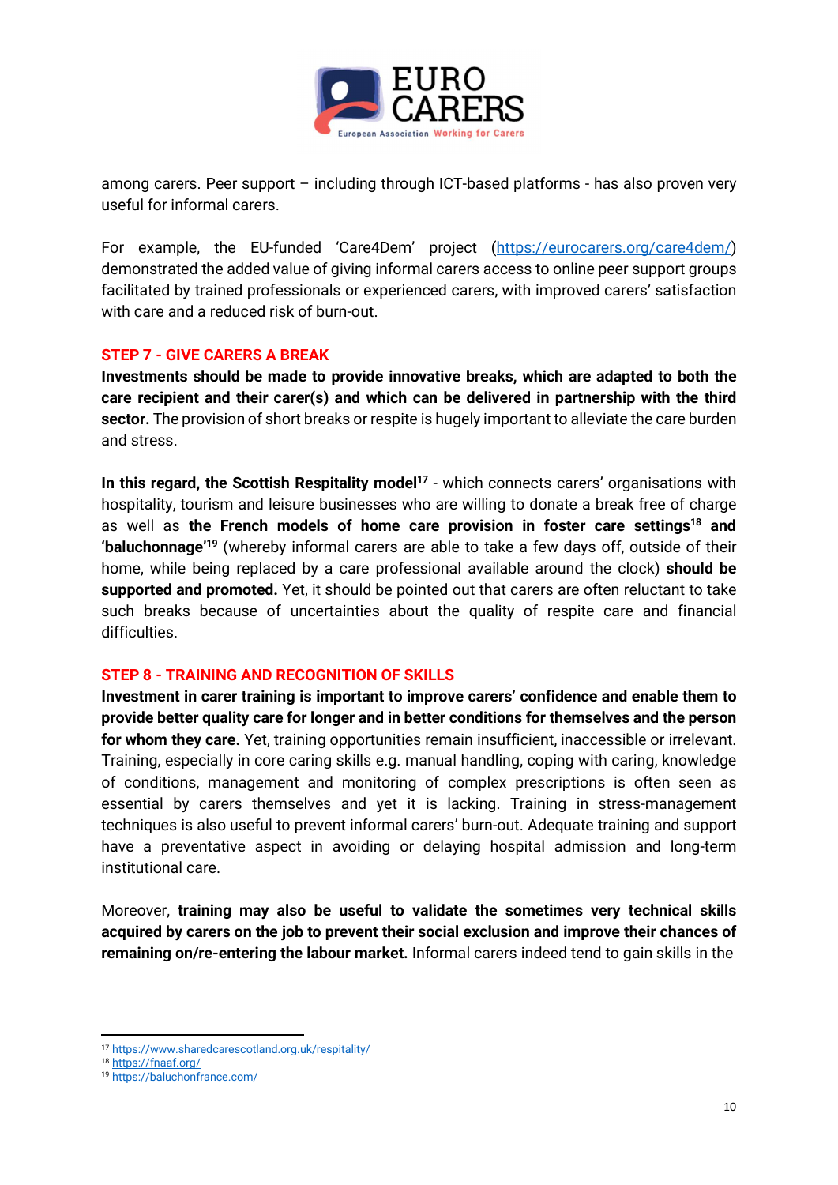among carers. Peer support – including through ICT-based platforms - has also proven very useful for informal carers.

For example, the EU-funded 'Care4Dem' project (https://eurocarers.org/care4dem/) demonstrated the added value of giving informal carers access to online peer support groups facilitated by trained professionals or experienced carers, with improved carers' satisfaction with care and a reduced risk of burn-out.

## STEP 7 - GIVE CARERS A BREAK

**Investments should be made to provide innovative breaks, which are adapted to both the care recipient and their carer(s) and which can be delivered in partnership with the third sector.** The provision of short breaks or respite is hugely important to alleviate the care burden and stress.

**In this regard, the Scottish Respitality model**[17] - which connects carers' organisations with hospitality, tourism and leisure businesses who are willing to donate a break free of charge as well as **the French models of home care provision in foster care settings**[18] **and 'baluchonnage'**[19] (whereby informal carers are able to take a few days off, outside of their home, while being replaced by a care professional available around the clock) **should be supported and promoted.** Yet, it should be pointed out that carers are often reluctant to take such breaks because of uncertainties about the quality of respite care and financial difficulties.

## STEP 8 - TRAINING AND RECOGNITION OF SKILLS

**Investment in carer training is important to improve carers' confidence and enable them to provide better quality care for longer and in better conditions for themselves and the person for whom they care.** Yet, training opportunities remain insufficient, inaccessible or irrelevant. Training, especially in core caring skills e.g. manual handling, coping with caring, knowledge of conditions, management and monitoring of complex prescriptions is often seen as essential by carers themselves and yet it is lacking. Training in stress-management techniques is also useful to prevent informal carers' burn-out. Adequate training and support have a preventative aspect in avoiding or delaying hospital admission and long-term institutional care.

Moreover, **training may also be useful to validate the sometimes very technical skills acquired by carers on the job to prevent their social exclusion and improve their chances of remaining on/re-entering the labour market.** Informal carers indeed tend to gain skills in the

[17] https://www.sharedcarescotland.org.uk/respitality/
[18] https://fnaaf.org/
[19] https://baluchonfrance.com/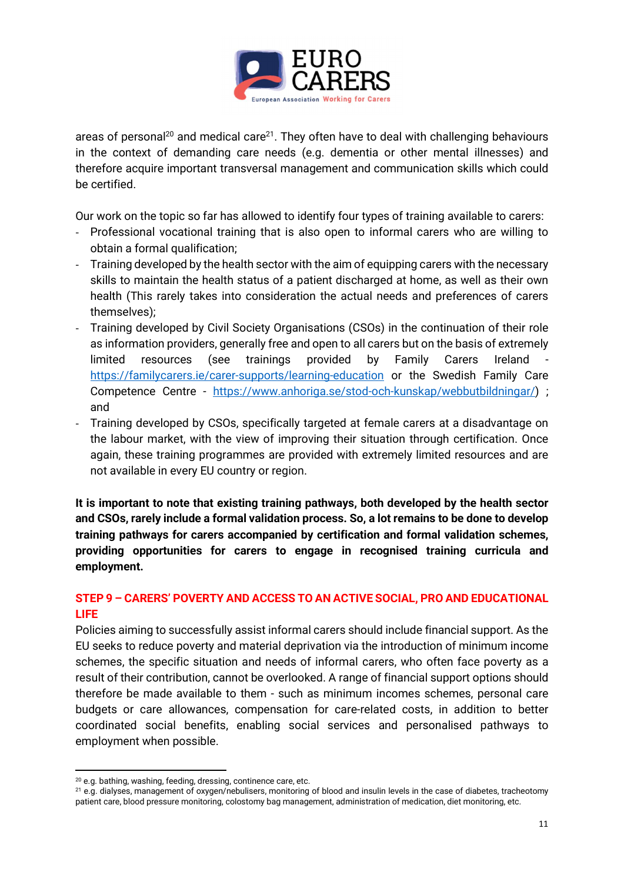areas of personal[20] and medical care[21]. They often have to deal with challenging behaviours in the context of demanding care needs (e.g. dementia or other mental illnesses) and therefore acquire important transversal management and communication skills which could be certified.

Our work on the topic so far has allowed to identify four types of training available to carers:

- Professional vocational training that is also open to informal carers who are willing to obtain a formal qualification;
- Training developed by the health sector with the aim of equipping carers with the necessary skills to maintain the health status of a patient discharged at home, as well as their own health (This rarely takes into consideration the actual needs and preferences of carers themselves);
- Training developed by Civil Society Organisations (CSOs) in the continuation of their role as information providers, generally free and open to all carers but on the basis of extremely limited resources (see trainings provided by Family Carers Ireland - https://familycarers.ie/carer-supports/learning-education or the Swedish Family Care Competence Centre - https://www.anhoriga.se/stod-och-kunskap/webbutbildningar/) ; and
- Training developed by CSOs, specifically targeted at female carers at a disadvantage on the labour market, with the view of improving their situation through certification. Once again, these training programmes are provided with extremely limited resources and are not available in every EU country or region.

**It is important to note that existing training pathways, both developed by the health sector and CSOs, rarely include a formal validation process. So, a lot remains to be done to develop training pathways for carers accompanied by certification and formal validation schemes, providing opportunities for carers to engage in recognised training curricula and employment.**

## STEP 9 – CARERS' POVERTY AND ACCESS TO AN ACTIVE SOCIAL, PRO AND EDUCATIONAL LIFE

Policies aiming to successfully assist informal carers should include financial support. As the EU seeks to reduce poverty and material deprivation via the introduction of minimum income schemes, the specific situation and needs of informal carers, who often face poverty as a result of their contribution, cannot be overlooked. A range of financial support options should therefore be made available to them - such as minimum incomes schemes, personal care budgets or care allowances, compensation for care-related costs, in addition to better coordinated social benefits, enabling social services and personalised pathways to employment when possible.

---

[20] e.g. bathing, washing, feeding, dressing, continence care, etc.

[21] e.g. dialyses, management of oxygen/nebulisers, monitoring of blood and insulin levels in the case of diabetes, tracheotomy patient care, blood pressure monitoring, colostomy bag management, administration of medication, diet monitoring, etc.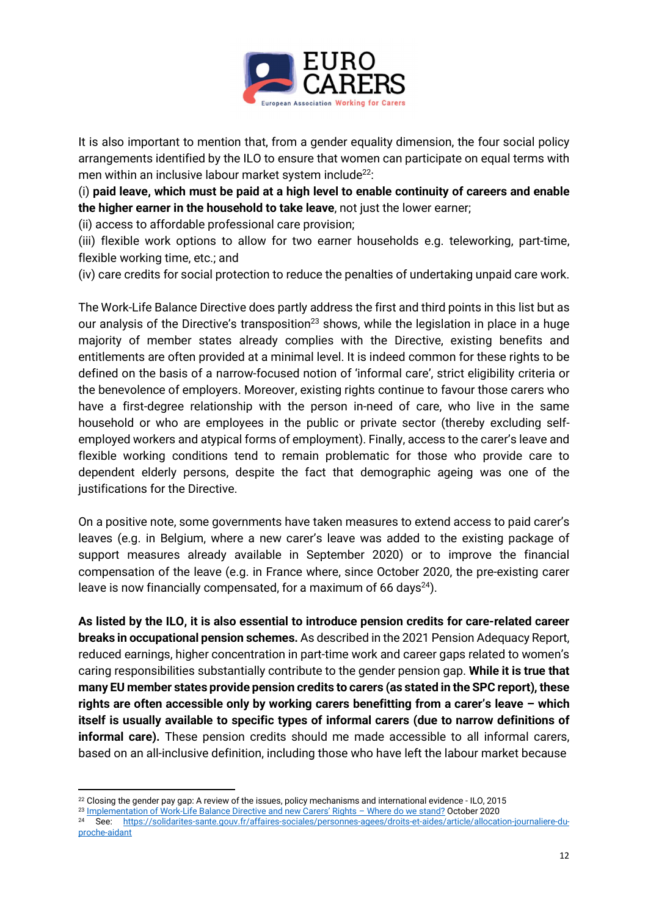It is also important to mention that, from a gender equality dimension, the four social policy arrangements identified by the ILO to ensure that women can participate on equal terms with men within an inclusive labour market system include[22]:

(i) **paid leave, which must be paid at a high level to enable continuity of careers and enable the higher earner in the household to take leave**, not just the lower earner;

(ii) access to affordable professional care provision;

(iii) flexible work options to allow for two earner households e.g. teleworking, part-time, flexible working time, etc.; and

(iv) care credits for social protection to reduce the penalties of undertaking unpaid care work.

The Work-Life Balance Directive does partly address the first and third points in this list but as our analysis of the Directive's transposition[23] shows, while the legislation in place in a huge majority of member states already complies with the Directive, existing benefits and entitlements are often provided at a minimal level. It is indeed common for these rights to be defined on the basis of a narrow-focused notion of 'informal care', strict eligibility criteria or the benevolence of employers. Moreover, existing rights continue to favour those carers who have a first-degree relationship with the person in-need of care, who live in the same household or who are employees in the public or private sector (thereby excluding self-employed workers and atypical forms of employment). Finally, access to the carer's leave and flexible working conditions tend to remain problematic for those who provide care to dependent elderly persons, despite the fact that demographic ageing was one of the justifications for the Directive.

On a positive note, some governments have taken measures to extend access to paid carer's leaves (e.g. in Belgium, where a new carer's leave was added to the existing package of support measures already available in September 2020) or to improve the financial compensation of the leave (e.g. in France where, since October 2020, the pre-existing carer leave is now financially compensated, for a maximum of 66 days[24]).

**As listed by the ILO, it is also essential to introduce pension credits for care-related career breaks in occupational pension schemes.** As described in the 2021 Pension Adequacy Report, reduced earnings, higher concentration in part-time work and career gaps related to women's caring responsibilities substantially contribute to the gender pension gap. **While it is true that many EU member states provide pension credits to carers (as stated in the SPC report), these rights are often accessible only by working carers benefitting from a carer's leave – which itself is usually available to specific types of informal carers (due to narrow definitions of informal care).** These pension credits should me made accessible to all informal carers, based on an all-inclusive definition, including those who have left the labour market because

---

[22] Closing the gender pay gap: A review of the issues, policy mechanisms and international evidence - ILO, 2015

[23] [Implementation of Work-Life Balance Directive and new Carers' Rights – Where do we stand?](#) October 2020

[24] See: https://solidarites-sante.gouv.fr/affaires-sociales/personnes-agees/droits-et-aides/article/allocation-journaliere-du-proche-aidant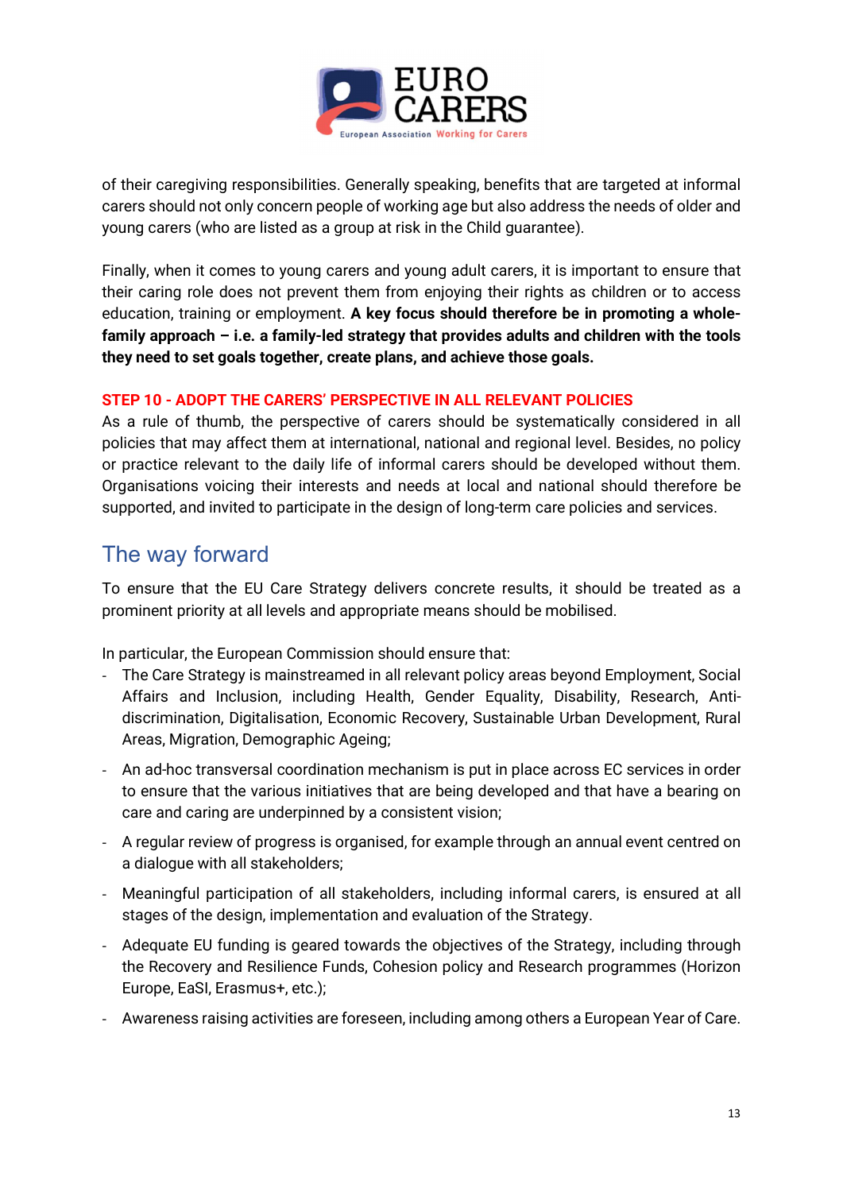of their caregiving responsibilities. Generally speaking, benefits that are targeted at informal carers should not only concern people of working age but also address the needs of older and young carers (who are listed as a group at risk in the Child guarantee).

Finally, when it comes to young carers and young adult carers, it is important to ensure that their caring role does not prevent them from enjoying their rights as children or to access education, training or employment. **A key focus should therefore be in promoting a whole-family approach – i.e. a family-led strategy that provides adults and children with the tools they need to set goals together, create plans, and achieve those goals.**

**STEP 10 - ADOPT THE CARERS' PERSPECTIVE IN ALL RELEVANT POLICIES**

As a rule of thumb, the perspective of carers should be systematically considered in all policies that may affect them at international, national and regional level. Besides, no policy or practice relevant to the daily life of informal carers should be developed without them. Organisations voicing their interests and needs at local and national should therefore be supported, and invited to participate in the design of long-term care policies and services.

## The way forward

To ensure that the EU Care Strategy delivers concrete results, it should be treated as a prominent priority at all levels and appropriate means should be mobilised.

In particular, the European Commission should ensure that:

- The Care Strategy is mainstreamed in all relevant policy areas beyond Employment, Social Affairs and Inclusion, including Health, Gender Equality, Disability, Research, Anti-discrimination, Digitalisation, Economic Recovery, Sustainable Urban Development, Rural Areas, Migration, Demographic Ageing;
- An ad-hoc transversal coordination mechanism is put in place across EC services in order to ensure that the various initiatives that are being developed and that have a bearing on care and caring are underpinned by a consistent vision;
- A regular review of progress is organised, for example through an annual event centred on a dialogue with all stakeholders;
- Meaningful participation of all stakeholders, including informal carers, is ensured at all stages of the design, implementation and evaluation of the Strategy.
- Adequate EU funding is geared towards the objectives of the Strategy, including through the Recovery and Resilience Funds, Cohesion policy and Research programmes (Horizon Europe, EaSI, Erasmus+, etc.);
- Awareness raising activities are foreseen, including among others a European Year of Care.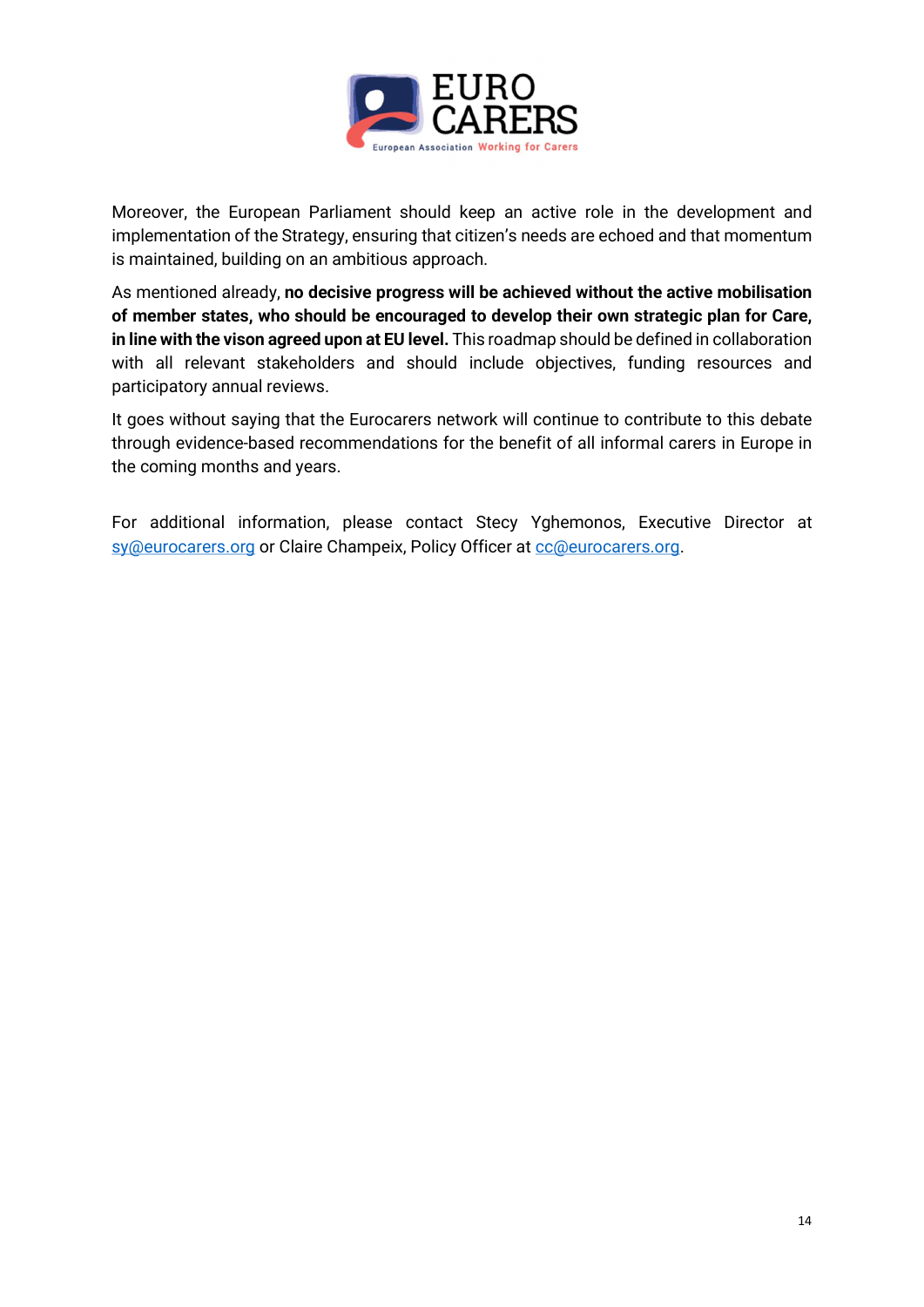Moreover, the European Parliament should keep an active role in the development and implementation of the Strategy, ensuring that citizen's needs are echoed and that momentum is maintained, building on an ambitious approach.

As mentioned already, **no decisive progress will be achieved without the active mobilisation of member states, who should be encouraged to develop their own strategic plan for Care, in line with the vison agreed upon at EU level.** This roadmap should be defined in collaboration with all relevant stakeholders and should include objectives, funding resources and participatory annual reviews.

It goes without saying that the Eurocarers network will continue to contribute to this debate through evidence-based recommendations for the benefit of all informal carers in Europe in the coming months and years.

For additional information, please contact Stecy Yghemonos, Executive Director at [sy@eurocarers.org](mailto:sy@eurocarers.org) or Claire Champeix, Policy Officer at [cc@eurocarers.org](mailto:cc@eurocarers.org).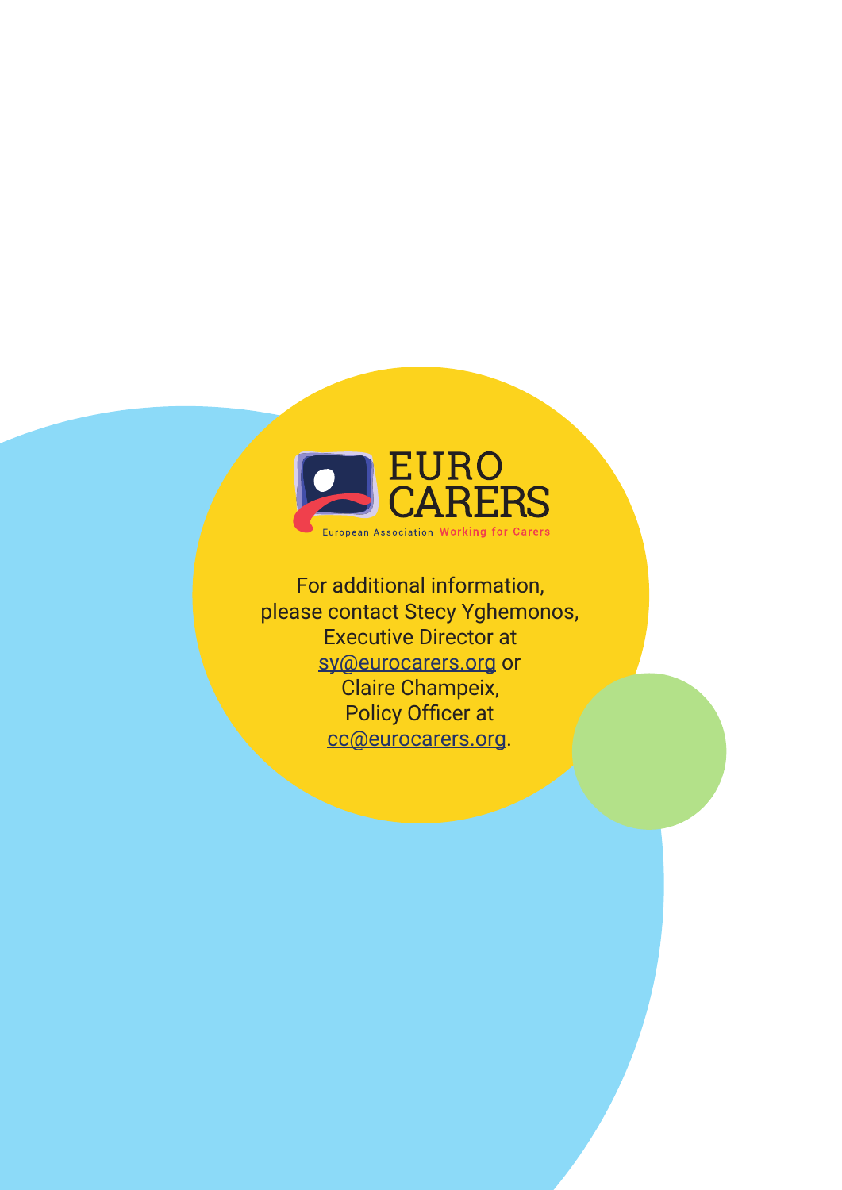EURO CARERS

European Association Working for Carers

For additional information, please contact Stecy Yghemonos, Executive Director at sy@eurocarers.org or Claire Champeix, Policy Officer at cc@eurocarers.org.